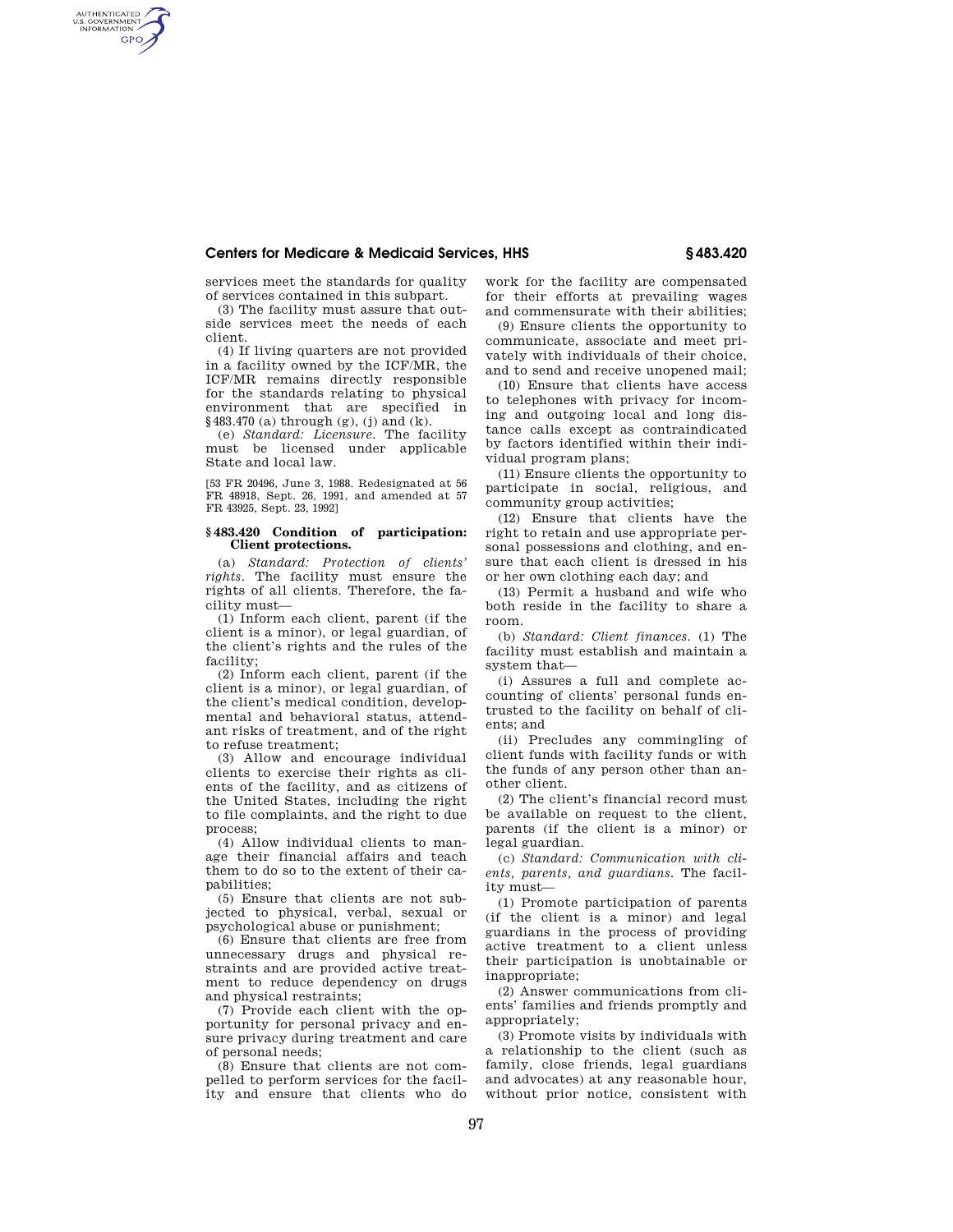services meet the standards for quality of services contained in this subpart.

(3) The facility must assure that outside services meet the needs of each client.

(4) If living quarters are not provided in a facility owned by the ICF/MR, the ICF/MR remains directly responsible for the standards relating to physical environment that are specified in §483.470 (a) through (g), (j) and (k).

(e) *Standard: Licensure.* The facility must be licensed under applicable State and local law.

[53 FR 20496, June 3, 1988. Redesignated at 56 FR 48918, Sept. 26, 1991, and amended at 57 FR 43925, Sept. 23, 1992]

## §483.420 Condition of participation: Client protections.

(a) *Standard: Protection of clients' rights.* The facility must ensure the rights of all clients. Therefore, the facility must—

(1) Inform each client, parent (if the client is a minor), or legal guardian, of the client's rights and the rules of the facility;

(2) Inform each client, parent (if the client is a minor), or legal guardian, of the client's medical condition, developmental and behavioral status, attendant risks of treatment, and of the right to refuse treatment;

(3) Allow and encourage individual clients to exercise their rights as clients of the facility, and as citizens of the United States, including the right to file complaints, and the right to due process;

(4) Allow individual clients to manage their financial affairs and teach them to do so to the extent of their capabilities;

(5) Ensure that clients are not subjected to physical, verbal, sexual or psychological abuse or punishment;

(6) Ensure that clients are free from unnecessary drugs and physical restraints and are provided active treatment to reduce dependency on drugs and physical restraints;

(7) Provide each client with the opportunity for personal privacy and ensure privacy during treatment and care of personal needs;

(8) Ensure that clients are not compelled to perform services for the facility and ensure that clients who do work for the facility are compensated for their efforts at prevailing wages and commensurate with their abilities;

(9) Ensure clients the opportunity to communicate, associate and meet privately with individuals of their choice, and to send and receive unopened mail;

(10) Ensure that clients have access to telephones with privacy for incoming and outgoing local and long distance calls except as contraindicated by factors identified within their individual program plans;

(11) Ensure clients the opportunity to participate in social, religious, and community group activities;

(12) Ensure that clients have the right to retain and use appropriate personal possessions and clothing, and ensure that each client is dressed in his or her own clothing each day; and

(13) Permit a husband and wife who both reside in the facility to share a room.

(b) *Standard: Client finances.* (1) The facility must establish and maintain a system that—

(i) Assures a full and complete accounting of clients' personal funds entrusted to the facility on behalf of clients; and

(ii) Precludes any commingling of client funds with facility funds or with the funds of any person other than another client.

(2) The client's financial record must be available on request to the client, parents (if the client is a minor) or legal guardian.

(c) *Standard: Communication with clients, parents, and guardians.* The facility must—

(1) Promote participation of parents (if the client is a minor) and legal guardians in the process of providing active treatment to a client unless their participation is unobtainable or inappropriate;

(2) Answer communications from clients' families and friends promptly and appropriately;

(3) Promote visits by individuals with a relationship to the client (such as family, close friends, legal guardians and advocates) at any reasonable hour, without prior notice, consistent with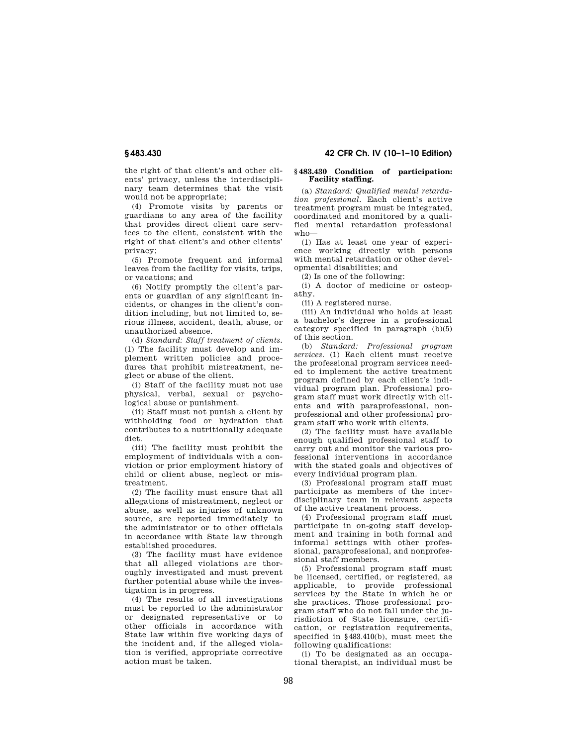the right of that client's and other clients' privacy, unless the interdisciplinary team determines that the visit would not be appropriate;

(4) Promote visits by parents or guardians to any area of the facility that provides direct client care services to the client, consistent with the right of that client's and other clients' privacy;

(5) Promote frequent and informal leaves from the facility for visits, trips, or vacations; and

(6) Notify promptly the client's parents or guardian of any significant incidents, or changes in the client's condition including, but not limited to, serious illness, accident, death, abuse, or unauthorized absence.

(d) *Standard: Staff treatment of clients.* (1) The facility must develop and implement written policies and procedures that prohibit mistreatment, neglect or abuse of the client.

(i) Staff of the facility must not use physical, verbal, sexual or psychological abuse or punishment.

(ii) Staff must not punish a client by withholding food or hydration that contributes to a nutritionally adequate diet.

(iii) The facility must prohibit the employment of individuals with a conviction or prior employment history of child or client abuse, neglect or mistreatment.

(2) The facility must ensure that all allegations of mistreatment, neglect or abuse, as well as injuries of unknown source, are reported immediately to the administrator or to other officials in accordance with State law through established procedures.

(3) The facility must have evidence that all alleged violations are thoroughly investigated and must prevent further potential abuse while the investigation is in progress.

(4) The results of all investigations must be reported to the administrator or designated representative or to other officials in accordance with State law within five working days of the incident and, if the alleged violation is verified, appropriate corrective action must be taken.

## § 483.430 Condition of participation: Facility staffing.

(a) *Standard: Qualified mental retardation professional.* Each client's active treatment program must be integrated, coordinated and monitored by a qualified mental retardation professional who—

(1) Has at least one year of experience working directly with persons with mental retardation or other developmental disabilities; and

(2) Is one of the following:

(i) A doctor of medicine or osteopathy.

(ii) A registered nurse.

(iii) An individual who holds at least a bachelor's degree in a professional category specified in paragraph (b)(5) of this section.

(b) *Standard: Professional program services.* (1) Each client must receive the professional program services needed to implement the active treatment program defined by each client's individual program plan. Professional program staff must work directly with clients and with paraprofessional, nonprofessional and other professional program staff who work with clients.

(2) The facility must have available enough qualified professional staff to carry out and monitor the various professional interventions in accordance with the stated goals and objectives of every individual program plan.

(3) Professional program staff must participate as members of the interdisciplinary team in relevant aspects of the active treatment process.

(4) Professional program staff must participate in on-going staff development and training in both formal and informal settings with other professional, paraprofessional, and nonprofessional staff members.

(5) Professional program staff must be licensed, certified, or registered, as applicable, to provide professional services by the State in which he or she practices. Those professional program staff who do not fall under the jurisdiction of State licensure, certification, or registration requirements, specified in § 483.410(b), must meet the following qualifications:

(i) To be designated as an occupational therapist, an individual must be